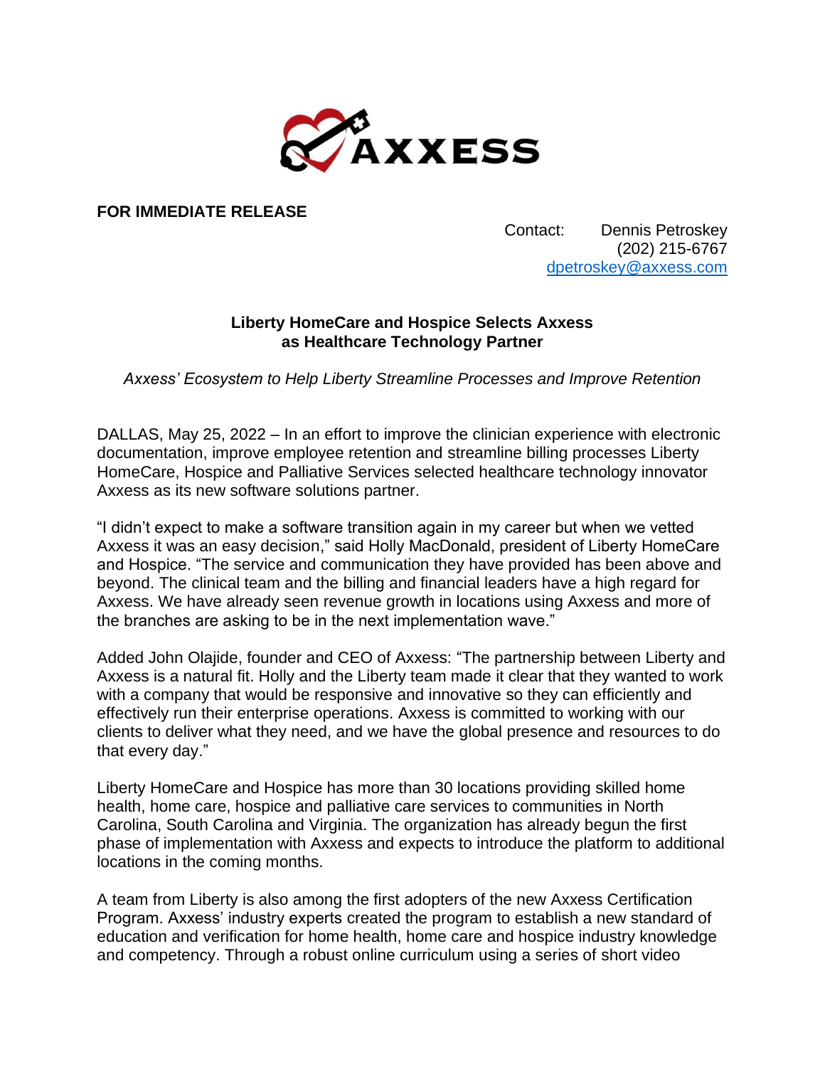AXXESS

**FOR IMMEDIATE RELEASE**

Contact: Dennis Petroskey
(202) 215-6767
dpetroskey@axxess.com

**Liberty HomeCare and Hospice Selects Axxess as Healthcare Technology Partner**

*Axxess' Ecosystem to Help Liberty Streamline Processes and Improve Retention*

DALLAS, May 25, 2022 – In an effort to improve the clinician experience with electronic documentation, improve employee retention and streamline billing processes Liberty HomeCare, Hospice and Palliative Services selected healthcare technology innovator Axxess as its new software solutions partner.

"I didn't expect to make a software transition again in my career but when we vetted Axxess it was an easy decision," said Holly MacDonald, president of Liberty HomeCare and Hospice. "The service and communication they have provided has been above and beyond. The clinical team and the billing and financial leaders have a high regard for Axxess. We have already seen revenue growth in locations using Axxess and more of the branches are asking to be in the next implementation wave."

Added John Olajide, founder and CEO of Axxess: "The partnership between Liberty and Axxess is a natural fit. Holly and the Liberty team made it clear that they wanted to work with a company that would be responsive and innovative so they can efficiently and effectively run their enterprise operations. Axxess is committed to working with our clients to deliver what they need, and we have the global presence and resources to do that every day."

Liberty HomeCare and Hospice has more than 30 locations providing skilled home health, home care, hospice and palliative care services to communities in North Carolina, South Carolina and Virginia. The organization has already begun the first phase of implementation with Axxess and expects to introduce the platform to additional locations in the coming months.

A team from Liberty is also among the first adopters of the new Axxess Certification Program. Axxess' industry experts created the program to establish a new standard of education and verification for home health, home care and hospice industry knowledge and competency. Through a robust online curriculum using a series of short video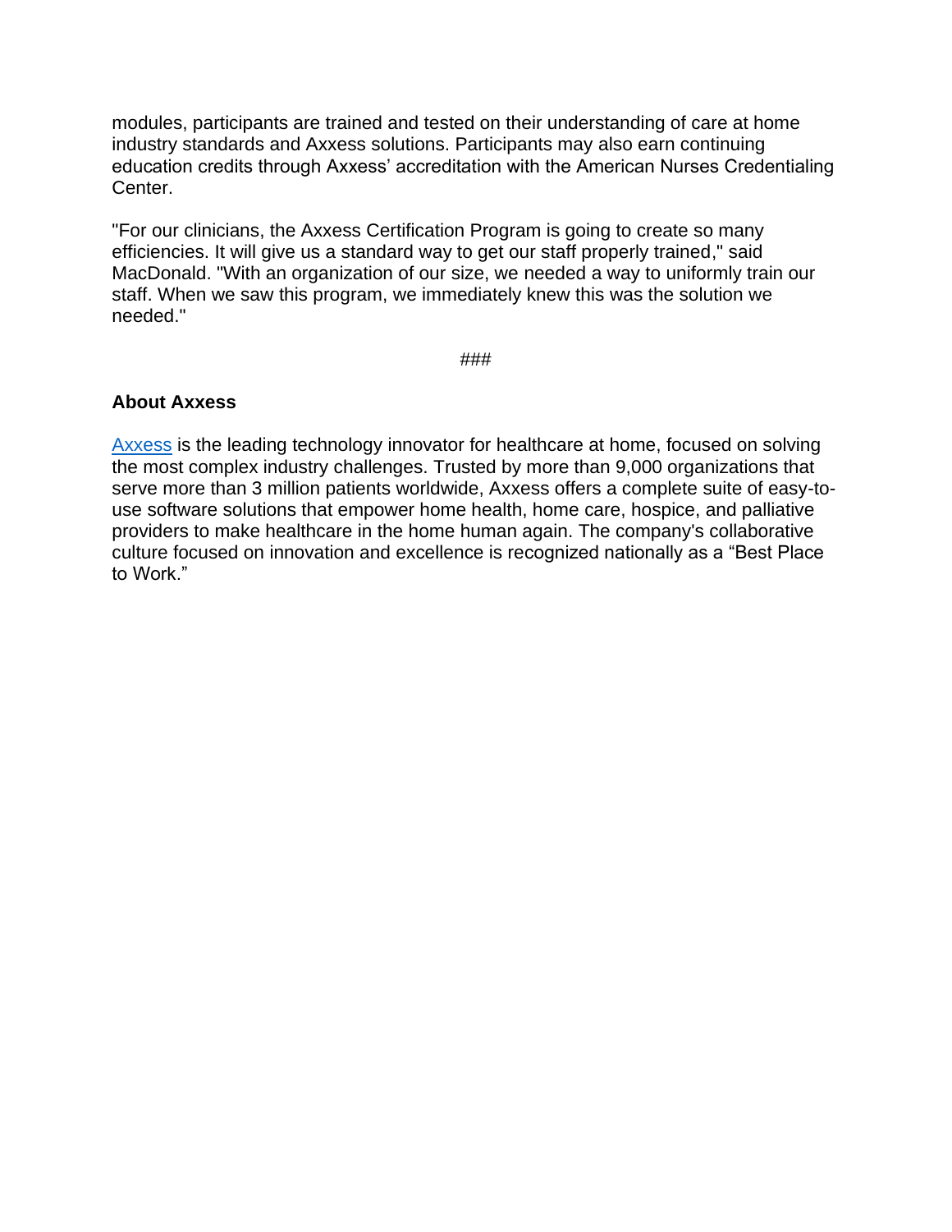modules, participants are trained and tested on their understanding of care at home industry standards and Axxess solutions. Participants may also earn continuing education credits through Axxess' accreditation with the American Nurses Credentialing Center.

"For our clinicians, the Axxess Certification Program is going to create so many efficiencies. It will give us a standard way to get our staff properly trained," said MacDonald. "With an organization of our size, we needed a way to uniformly train our staff. When we saw this program, we immediately knew this was the solution we needed."

###

**About Axxess**

Axxess is the leading technology innovator for healthcare at home, focused on solving the most complex industry challenges. Trusted by more than 9,000 organizations that serve more than 3 million patients worldwide, Axxess offers a complete suite of easy-to-use software solutions that empower home health, home care, hospice, and palliative providers to make healthcare in the home human again. The company's collaborative culture focused on innovation and excellence is recognized nationally as a "Best Place to Work."